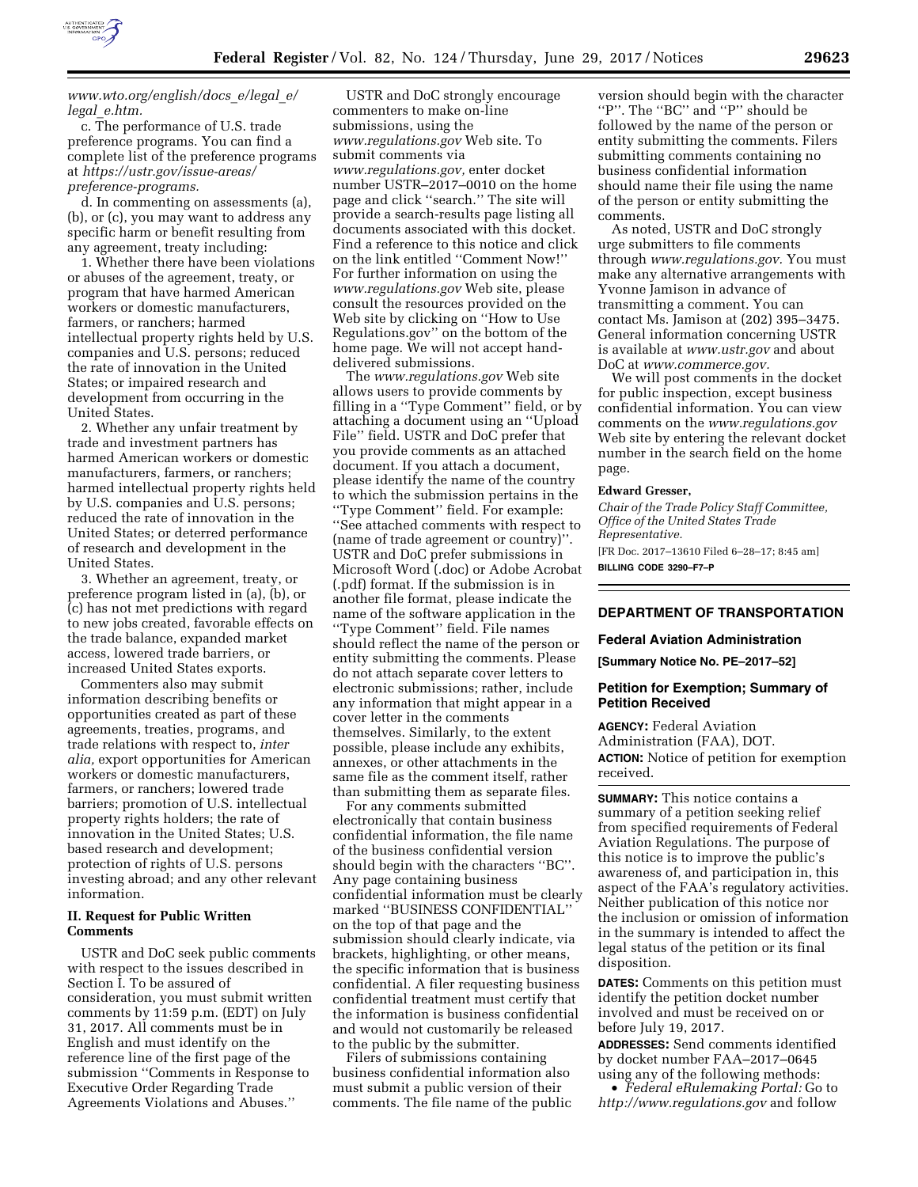*www.wto.org/english/docs_e/legal_e/legal_e.htm.*

c. The performance of U.S. trade preference programs. You can find a complete list of the preference programs at *https://ustr.gov/issue-areas/preference-programs.*

d. In commenting on assessments (a), (b), or (c), you may want to address any specific harm or benefit resulting from any agreement, treaty including:

1. Whether there have been violations or abuses of the agreement, treaty, or program that have harmed American workers or domestic manufacturers, farmers, or ranchers; harmed intellectual property rights held by U.S. companies and U.S. persons; reduced the rate of innovation in the United States; or impaired research and development from occurring in the United States.

2. Whether any unfair treatment by trade and investment partners has harmed American workers or domestic manufacturers, farmers, or ranchers; harmed intellectual property rights held by U.S. companies and U.S. persons; reduced the rate of innovation in the United States; or deterred performance of research and development in the United States.

3. Whether an agreement, treaty, or preference program listed in (a), (b), or (c) has not met predictions with regard to new jobs created, favorable effects on the trade balance, expanded market access, lowered trade barriers, or increased United States exports.

Commenters also may submit information describing benefits or opportunities created as part of these agreements, treaties, programs, and trade relations with respect to, *inter alia,* export opportunities for American workers or domestic manufacturers, farmers, or ranchers; lowered trade barriers; promotion of U.S. intellectual property rights holders; the rate of innovation in the United States; U.S. based research and development; protection of rights of U.S. persons investing abroad; and any other relevant information.

## II. Request for Public Written Comments

USTR and DoC seek public comments with respect to the issues described in Section I. To be assured of consideration, you must submit written comments by 11:59 p.m. (EDT) on July 31, 2017. All comments must be in English and must identify on the reference line of the first page of the submission ''Comments in Response to Executive Order Regarding Trade Agreements Violations and Abuses.''

USTR and DoC strongly encourage commenters to make on-line submissions, using the *www.regulations.gov* Web site. To submit comments via *www.regulations.gov,* enter docket number USTR–2017–0010 on the home page and click ''search.'' The site will provide a search-results page listing all documents associated with this docket. Find a reference to this notice and click on the link entitled ''Comment Now!'' For further information on using the *www.regulations.gov* Web site, please consult the resources provided on the Web site by clicking on ''How to Use Regulations.gov'' on the bottom of the home page. We will not accept hand-delivered submissions.

The *www.regulations.gov* Web site allows users to provide comments by filling in a ''Type Comment'' field, or by attaching a document using an ''Upload File'' field. USTR and DoC prefer that you provide comments as an attached document. If you attach a document, please identify the name of the country to which the submission pertains in the ''Type Comment'' field. For example: ''See attached comments with respect to (name of trade agreement or country)''. USTR and DoC prefer submissions in Microsoft Word (.doc) or Adobe Acrobat (.pdf) format. If the submission is in another file format, please indicate the name of the software application in the ''Type Comment'' field. File names should reflect the name of the person or entity submitting the comments. Please do not attach separate cover letters to electronic submissions; rather, include any information that might appear in a cover letter in the comments themselves. Similarly, to the extent possible, please include any exhibits, annexes, or other attachments in the same file as the comment itself, rather than submitting them as separate files.

For any comments submitted electronically that contain business confidential information, the file name of the business confidential version should begin with the characters ''BC''. Any page containing business confidential information must be clearly marked ''BUSINESS CONFIDENTIAL'' on the top of that page and the submission should clearly indicate, via brackets, highlighting, or other means, the specific information that is business confidential. A filer requesting business confidential treatment must certify that the information is business confidential and would not customarily be released to the public by the submitter.

Filers of submissions containing business confidential information also must submit a public version of their comments. The file name of the public version should begin with the character ''P''. The ''BC'' and ''P'' should be followed by the name of the person or entity submitting the comments. Filers submitting comments containing no business confidential information should name their file using the name of the person or entity submitting the comments.

As noted, USTR and DoC strongly urge submitters to file comments through *www.regulations.gov.* You must make any alternative arrangements with Yvonne Jamison in advance of transmitting a comment. You can contact Ms. Jamison at (202) 395–3475. General information concerning USTR is available at *www.ustr.gov* and about DoC at *www.commerce.gov.*

We will post comments in the docket for public inspection, except business confidential information. You can view comments on the *www.regulations.gov* Web site by entering the relevant docket number in the search field on the home page.

**Edward Gresser,**

*Chair of the Trade Policy Staff Committee, Office of the United States Trade Representative.*

[FR Doc. 2017–13610 Filed 6–28–17; 8:45 am]

**BILLING CODE 3290–F7–P**

---

## DEPARTMENT OF TRANSPORTATION

### Federal Aviation Administration

**[Summary Notice No. PE–2017–52]**

### Petition for Exemption; Summary of Petition Received

**AGENCY:** Federal Aviation Administration (FAA), DOT.

**ACTION:** Notice of petition for exemption received.

**SUMMARY:** This notice contains a summary of a petition seeking relief from specified requirements of Federal Aviation Regulations. The purpose of this notice is to improve the public's awareness of, and participation in, this aspect of the FAA's regulatory activities. Neither publication of this notice nor the inclusion or omission of information in the summary is intended to affect the legal status of the petition or its final disposition.

**DATES:** Comments on this petition must identify the petition docket number involved and must be received on or before July 19, 2017.

**ADDRESSES:** Send comments identified by docket number FAA–2017–0645 using any of the following methods:

- *Federal eRulemaking Portal:* Go to *http://www.regulations.gov* and follow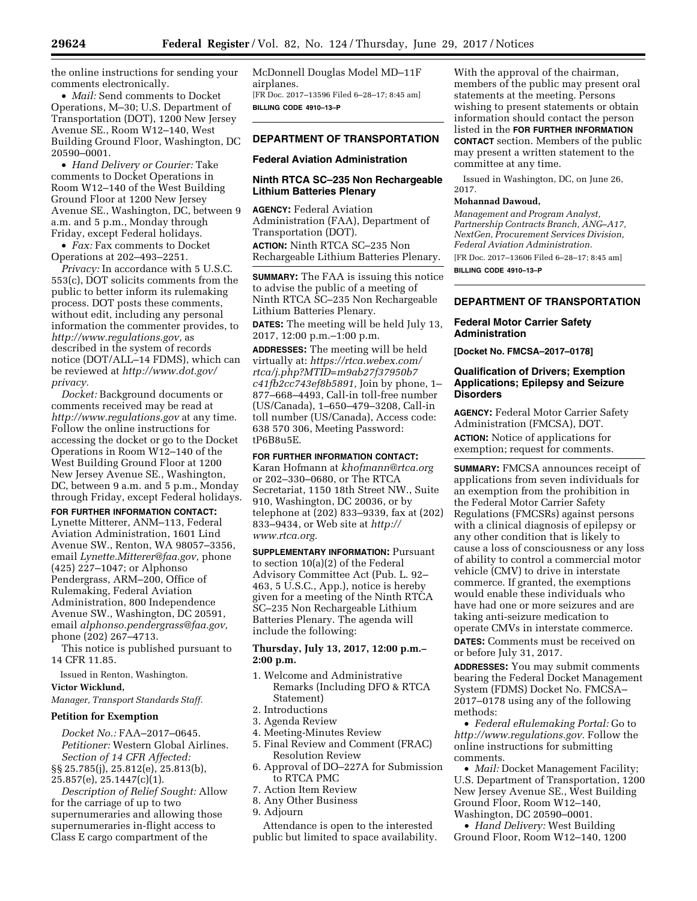the online instructions for sending your comments electronically.

- *Mail:* Send comments to Docket Operations, M–30; U.S. Department of Transportation (DOT), 1200 New Jersey Avenue SE., Room W12–140, West Building Ground Floor, Washington, DC 20590–0001.
- *Hand Delivery or Courier:* Take comments to Docket Operations in Room W12–140 of the West Building Ground Floor at 1200 New Jersey Avenue SE., Washington, DC, between 9 a.m. and 5 p.m., Monday through Friday, except Federal holidays.
- *Fax:* Fax comments to Docket Operations at 202–493–2251.

*Privacy:* In accordance with 5 U.S.C. 553(c), DOT solicits comments from the public to better inform its rulemaking process. DOT posts these comments, without edit, including any personal information the commenter provides, to *http://www.regulations.gov,* as described in the system of records notice (DOT/ALL–14 FDMS), which can be reviewed at *http://www.dot.gov/privacy.*

*Docket:* Background documents or comments received may be read at *http://www.regulations.gov* at any time. Follow the online instructions for accessing the docket or go to the Docket Operations in Room W12–140 of the West Building Ground Floor at 1200 New Jersey Avenue SE., Washington, DC, between 9 a.m. and 5 p.m., Monday through Friday, except Federal holidays.

**FOR FURTHER INFORMATION CONTACT:** Lynette Mitterer, ANM–113, Federal Aviation Administration, 1601 Lind Avenue SW., Renton, WA 98057–3356, email *Lynette.Mitterer@faa.gov,* phone (425) 227–1047; or Alphonso Pendergrass, ARM–200, Office of Rulemaking, Federal Aviation Administration, 800 Independence Avenue SW., Washington, DC 20591, email *alphonso.pendergrass@faa.gov,* phone (202) 267–4713.

This notice is published pursuant to 14 CFR 11.85.

Issued in Renton, Washington.

**Victor Wicklund,**

*Manager, Transport Standards Staff.*

### Petition for Exemption

*Docket No.:* FAA–2017–0645.

*Petitioner:* Western Global Airlines.

*Section of 14 CFR Affected:* §§ 25.785(j), 25.812(e), 25.813(b), 25.857(e), 25.1447(c)(1).

*Description of Relief Sought:* Allow for the carriage of up to two supernumeraries and allowing those supernumeraries in-flight access to Class E cargo compartment of the McDonnell Douglas Model MD–11F airplanes.

[FR Doc. 2017–13596 Filed 6–28–17; 8:45 am]

**BILLING CODE 4910–13–P**

## DEPARTMENT OF TRANSPORTATION

### Federal Aviation Administration

### Ninth RTCA SC–235 Non Rechargeable Lithium Batteries Plenary

**AGENCY:** Federal Aviation Administration (FAA), Department of Transportation (DOT).

**ACTION:** Ninth RTCA SC–235 Non Rechargeable Lithium Batteries Plenary.

**SUMMARY:** The FAA is issuing this notice to advise the public of a meeting of Ninth RTCA SC–235 Non Rechargeable Lithium Batteries Plenary.

**DATES:** The meeting will be held July 13, 2017, 12:00 p.m.–1:00 p.m.

**ADDRESSES:** The meeting will be held virtually at: *https://rtca.webex.com/rtca/j.php?MTID=m9ab27f37950b7c41fb2cc743ef8b5891,* Join by phone, 1–877–668–4493, Call-in toll-free number (US/Canada), 1–650–479–3208, Call-in toll number (US/Canada), Access code: 638 570 306, Meeting Password: tP6B8u5E.

**FOR FURTHER INFORMATION CONTACT:** Karan Hofmann at *khofmann@rtca.org* or 202–330–0680, or The RTCA Secretariat, 1150 18th Street NW., Suite 910, Washington, DC 20036, or by telephone at (202) 833–9339, fax at (202) 833–9434, or Web site at *http://www.rtca.org.*

**SUPPLEMENTARY INFORMATION:** Pursuant to section 10(a)(2) of the Federal Advisory Committee Act (Pub. L. 92–463, 5 U.S.C., App.), notice is hereby given for a meeting of the Ninth RTCA SC–235 Non Rechargeable Lithium Batteries Plenary. The agenda will include the following:

**Thursday, July 13, 2017, 12:00 p.m.–2:00 p.m.**

1. Welcome and Administrative Remarks (Including DFO & RTCA Statement)
2. Introductions
3. Agenda Review
4. Meeting-Minutes Review
5. Final Review and Comment (FRAC) Resolution Review
6. Approval of DO–227A for Submission to RTCA PMC
7. Action Item Review
8. Any Other Business
9. Adjourn

Attendance is open to the interested public but limited to space availability. With the approval of the chairman, members of the public may present oral statements at the meeting. Persons wishing to present statements or obtain information should contact the person listed in the **FOR FURTHER INFORMATION CONTACT** section. Members of the public may present a written statement to the committee at any time.

Issued in Washington, DC, on June 26, 2017.

**Mohannad Dawoud,**

*Management and Program Analyst, Partnership Contracts Branch, ANG–A17, NextGen, Procurement Services Division, Federal Aviation Administration.*

[FR Doc. 2017–13606 Filed 6–28–17; 8:45 am]

**BILLING CODE 4910–13–P**

## DEPARTMENT OF TRANSPORTATION

### Federal Motor Carrier Safety Administration

**[Docket No. FMCSA–2017–0178]**

### Qualification of Drivers; Exemption Applications; Epilepsy and Seizure Disorders

**AGENCY:** Federal Motor Carrier Safety Administration (FMCSA), DOT.

**ACTION:** Notice of applications for exemption; request for comments.

**SUMMARY:** FMCSA announces receipt of applications from seven individuals for an exemption from the prohibition in the Federal Motor Carrier Safety Regulations (FMCSRs) against persons with a clinical diagnosis of epilepsy or any other condition that is likely to cause a loss of consciousness or any loss of ability to control a commercial motor vehicle (CMV) to drive in interstate commerce. If granted, the exemptions would enable these individuals who have had one or more seizures and are taking anti-seizure medication to operate CMVs in interstate commerce.

**DATES:** Comments must be received on or before July 31, 2017.

**ADDRESSES:** You may submit comments bearing the Federal Docket Management System (FDMS) Docket No. FMCSA–2017–0178 using any of the following methods:

- *Federal eRulemaking Portal:* Go to *http://www.regulations.gov.* Follow the online instructions for submitting comments.
- *Mail:* Docket Management Facility; U.S. Department of Transportation, 1200 New Jersey Avenue SE., West Building Ground Floor, Room W12–140, Washington, DC 20590–0001.
- *Hand Delivery:* West Building Ground Floor, Room W12–140, 1200